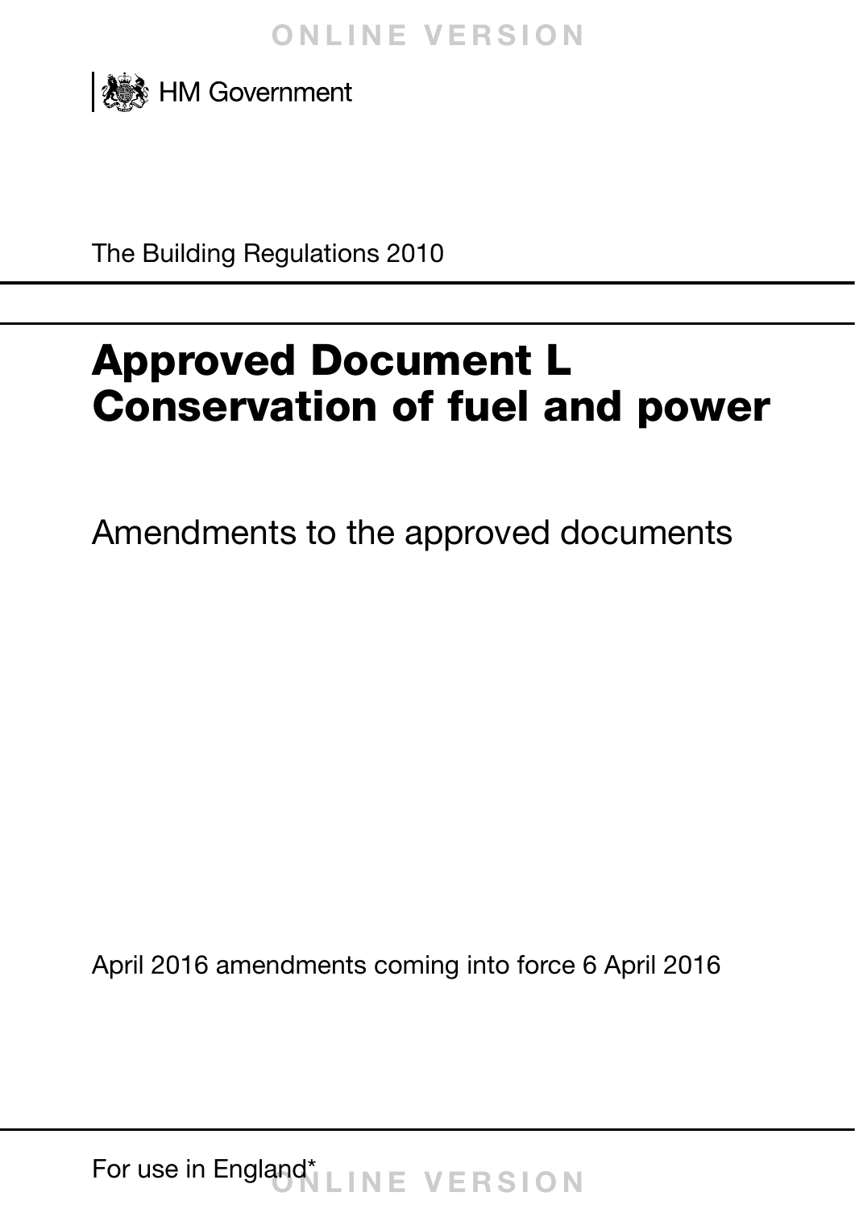HM Government

The Building Regulations 2010

# Approved Document L Conservation of fuel and power

Amendments to the approved documents

April 2016 amendments coming into force 6 April 2016

For use in England*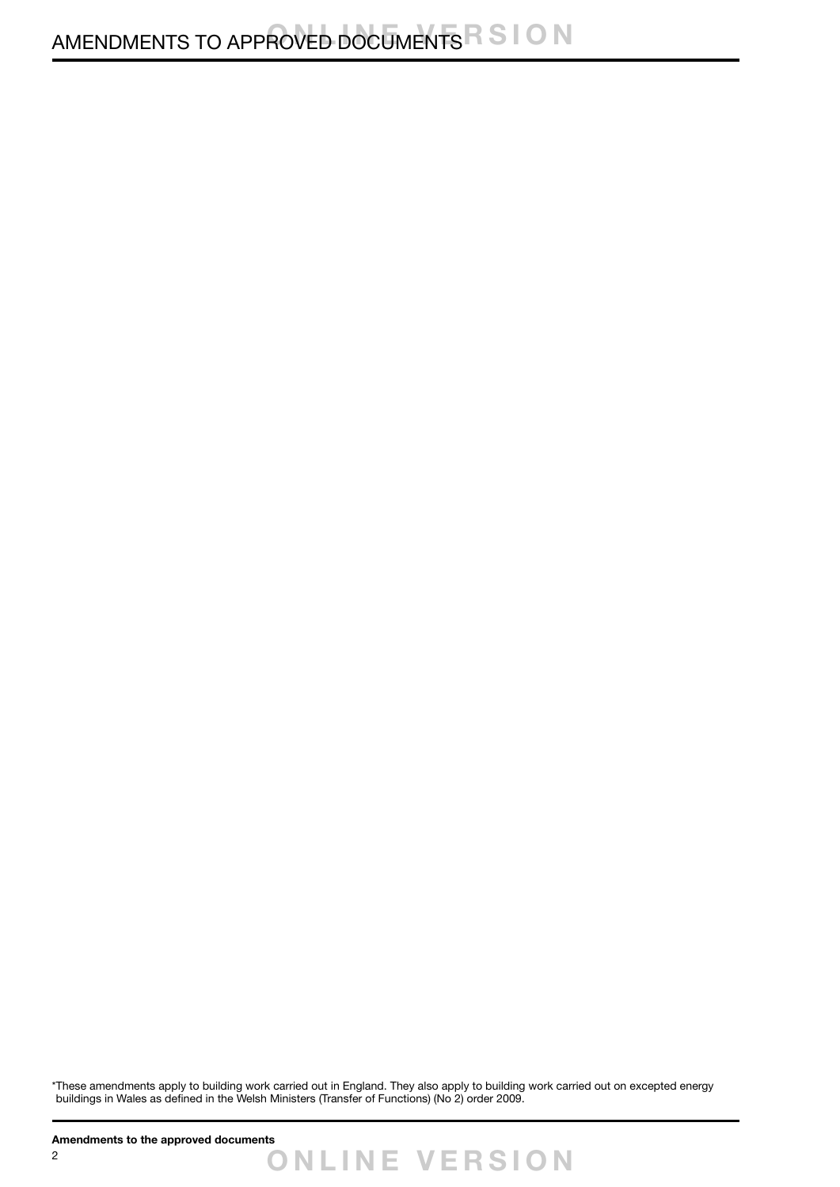*These amendments apply to building work carried out in England. They also apply to building work carried out on excepted energy buildings in Wales as defined in the Welsh Ministers (Transfer of Functions) (No 2) order 2009.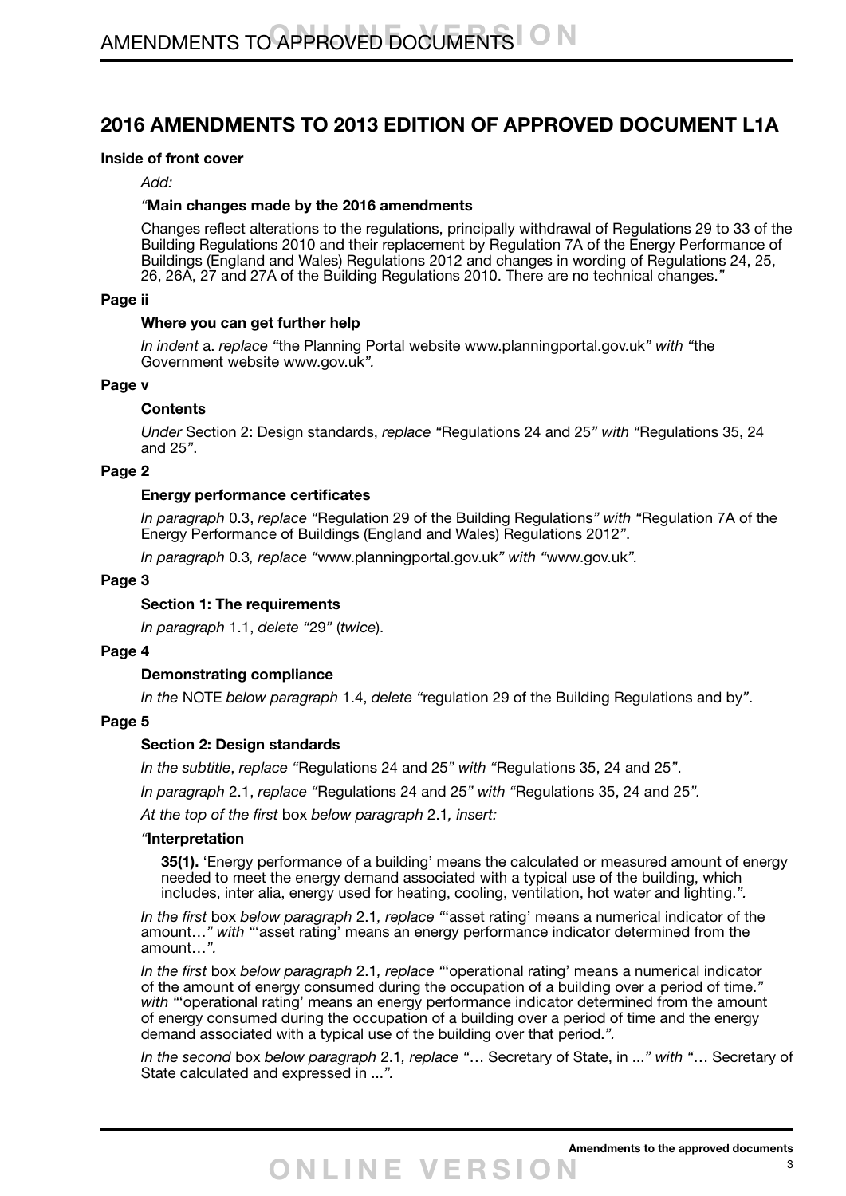## 2016 AMENDMENTS TO 2013 EDITION OF APPROVED DOCUMENT L1A

**Inside of front cover**

*Add:*

*"***Main changes made by the 2016 amendments**

Changes reflect alterations to the regulations, principally withdrawal of Regulations 29 to 33 of the Building Regulations 2010 and their replacement by Regulation 7A of the Energy Performance of Buildings (England and Wales) Regulations 2012 and changes in wording of Regulations 24, 25, 26, 26A, 27 and 27A of the Building Regulations 2010. There are no technical changes.*"*

**Page ii**

**Where you can get further help**

*In indent* a. *replace "*the Planning Portal website www.planningportal.gov.uk*" with "*the Government website www.gov.uk*".*

**Page v**

**Contents**

*Under* Section 2: Design standards, *replace "*Regulations 24 and 25*" with "*Regulations 35, 24 and 25*".*

**Page 2**

**Energy performance certificates**

*In paragraph* 0.3, *replace "*Regulation 29 of the Building Regulations*" with "*Regulation 7A of the Energy Performance of Buildings (England and Wales) Regulations 2012*".*

*In paragraph* 0.3*, replace "*www.planningportal.gov.uk*" with "*www.gov.uk*".*

**Page 3**

**Section 1: The requirements**

*In paragraph* 1.1, *delete "*29*"* (*twice*).

**Page 4**

**Demonstrating compliance**

*In the* NOTE *below paragraph* 1.4, *delete "*regulation 29 of the Building Regulations and by*".*

**Page 5**

**Section 2: Design standards**

*In the subtitle*, *replace "*Regulations 24 and 25*" with "*Regulations 35, 24 and 25*".*

*In paragraph* 2.1, *replace "*Regulations 24 and 25*" with "*Regulations 35, 24 and 25*".*

*At the top of the first* box *below paragraph* 2.1*, insert:*

*"***Interpretation**

**35(1).** 'Energy performance of a building' means the calculated or measured amount of energy needed to meet the energy demand associated with a typical use of the building, which includes, inter alia, energy used for heating, cooling, ventilation, hot water and lighting.*".*

*In the first* box *below paragraph* 2.1*, replace "*'asset rating' means a numerical indicator of the amount…*" with "*'asset rating' means an energy performance indicator determined from the amount…*".*

*In the first* box *below paragraph* 2.1*, replace "*'operational rating' means a numerical indicator of the amount of energy consumed during the occupation of a building over a period of time.*" with "*'operational rating' means an energy performance indicator determined from the amount of energy consumed during the occupation of a building over a period of time and the energy demand associated with a typical use of the building over that period.*".*

*In the second* box *below paragraph* 2.1*, replace "*… Secretary of State, in ...*" with "*… Secretary of State calculated and expressed in ...*".*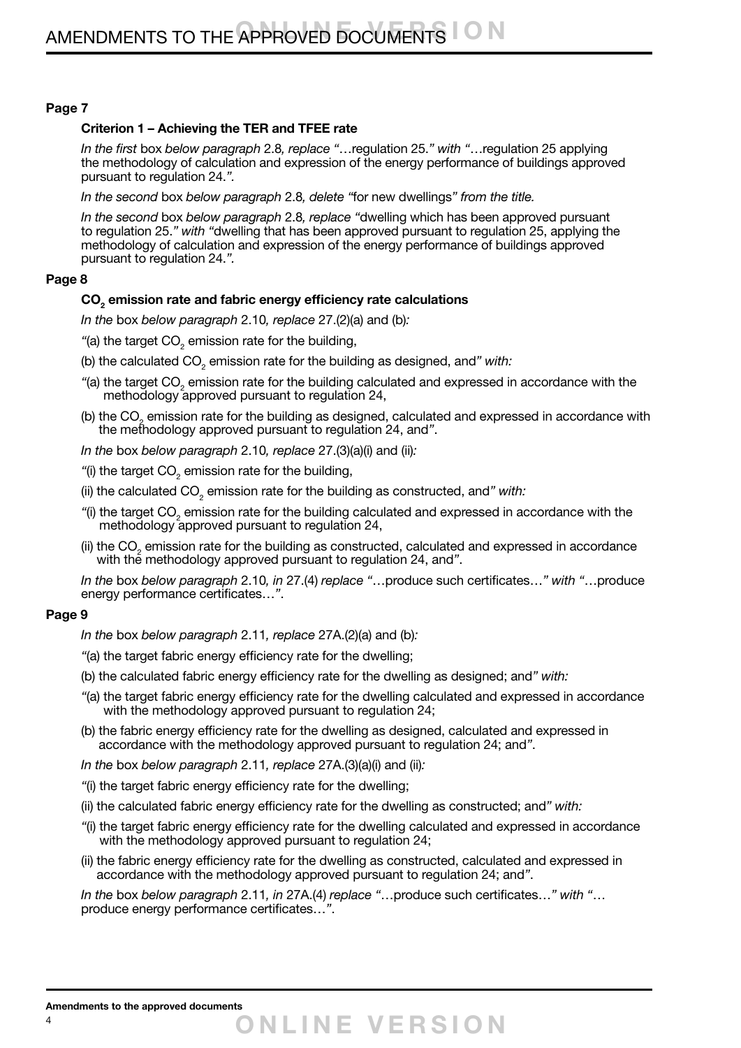### Page 7

#### Criterion 1 – Achieving the TER and TFEE rate

*In the first* box *below paragraph* 2.8*, replace "*…regulation 25.*" with "*…regulation 25 applying the methodology of calculation and expression of the energy performance of buildings approved pursuant to regulation 24.*".*

*In the second* box *below paragraph* 2.8*, delete "*for new dwellings*" from the title.*

*In the second* box *below paragraph* 2.8*, replace "*dwelling which has been approved pursuant to regulation 25.*" with "*dwelling that has been approved pursuant to regulation 25, applying the methodology of calculation and expression of the energy performance of buildings approved pursuant to regulation 24.*".*

### Page 8

#### $CO_2$ emission rate and fabric energy efficiency rate calculations

*In the* box *below paragraph* 2.10*, replace* 27.(2)(a) and (b)*:*

"(a) the target $CO_2$ emission rate for the building,

(b) the calculated $CO_2$ emission rate for the building as designed, and*" with:*

"(a) the target $CO_2$ emission rate for the building calculated and expressed in accordance with the methodology approved pursuant to regulation 24,

(b) the $CO_2$ emission rate for the building as designed, calculated and expressed in accordance with the methodology approved pursuant to regulation 24, and".

*In the* box *below paragraph* 2.10*, replace* 27.(3)(a)(i) and (ii)*:*

"(i) the target $CO_2$ emission rate for the building,

(ii) the calculated $CO_2$ emission rate for the building as constructed, and*" with:*

"(i) the target $CO_2$ emission rate for the building calculated and expressed in accordance with the methodology approved pursuant to regulation 24,

(ii) the $CO_2$ emission rate for the building as constructed, calculated and expressed in accordance with the methodology approved pursuant to regulation 24, and".

*In the* box *below paragraph* 2.10*, in* 27.(4) *replace "*…produce such certificates…*" with "*…produce energy performance certificates…*".*

### Page 9

*In the* box *below paragraph* 2.11*, replace* 27A.(2)(a) and (b)*:*

"(a) the target fabric energy efficiency rate for the dwelling;

(b) the calculated fabric energy efficiency rate for the dwelling as designed; and*" with:*

"(a) the target fabric energy efficiency rate for the dwelling calculated and expressed in accordance with the methodology approved pursuant to regulation 24;

(b) the fabric energy efficiency rate for the dwelling as designed, calculated and expressed in accordance with the methodology approved pursuant to regulation 24; and".

*In the* box *below paragraph* 2.11*, replace* 27A.(3)(a)(i) and (ii)*:*

"(i) the target fabric energy efficiency rate for the dwelling;

(ii) the calculated fabric energy efficiency rate for the dwelling as constructed; and*" with:*

"(i) the target fabric energy efficiency rate for the dwelling calculated and expressed in accordance with the methodology approved pursuant to regulation 24;

(ii) the fabric energy efficiency rate for the dwelling as constructed, calculated and expressed in accordance with the methodology approved pursuant to regulation 24; and".

*In the* box *below paragraph* 2.11*, in* 27A.(4) *replace "*…produce such certificates…*" with "*…produce energy performance certificates…*".*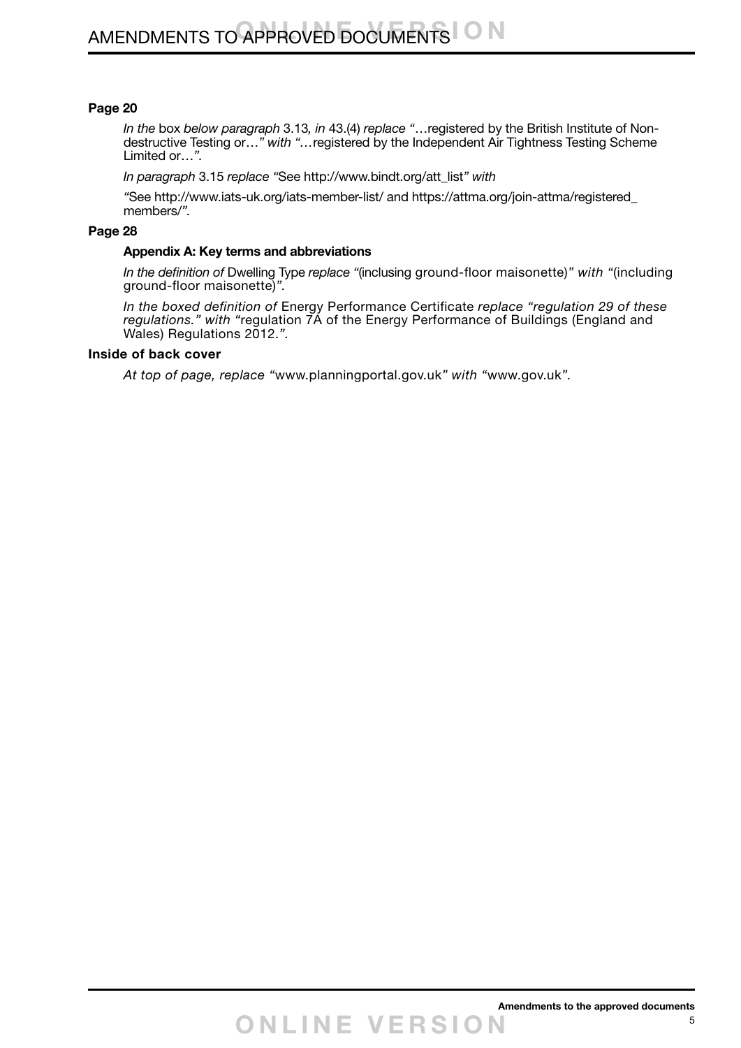### Page 20

*In the* box *below paragraph* 3.13*, in* 43.(4) *replace "*…registered by the British Institute of Non-destructive Testing or…*" with "…*registered by the Independent Air Tightness Testing Scheme Limited or…*".*

*In paragraph* 3.15 *replace "*See http://www.bindt.org/att_list*" with*

*"*See http://www.iats-uk.org/iats-member-list/ and https://attma.org/join-attma/registered_members/*".*

### Page 28

#### Appendix A: Key terms and abbreviations

*In the definition of* Dwelling Type *replace "*(inclusing ground-floor maisonette)*" with "*(including ground-floor maisonette)*".*

*In the boxed definition of* Energy Performance Certificate *replace "regulation 29 of these regulations." with "*regulation 7A of the Energy Performance of Buildings (England and Wales) Regulations 2012.*".*

### Inside of back cover

*At top of page, replace "*www.planningportal.gov.uk*" with "*www.gov.uk*".*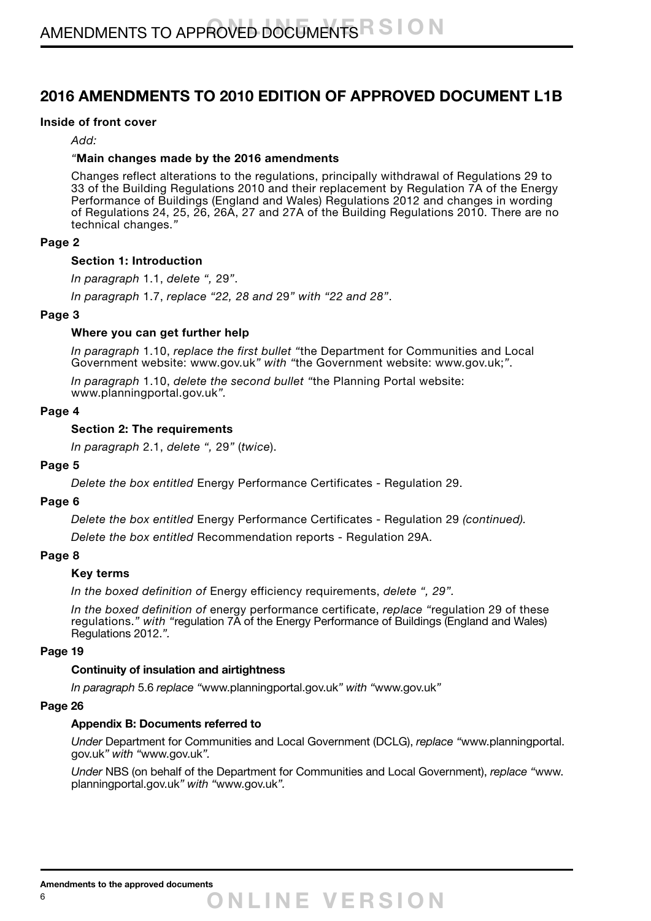## 2016 AMENDMENTS TO 2010 EDITION OF APPROVED DOCUMENT L1B

**Inside of front cover**

*Add:*

*"***Main changes made by the 2016 amendments**

Changes reflect alterations to the regulations, principally withdrawal of Regulations 29 to 33 of the Building Regulations 2010 and their replacement by Regulation 7A of the Energy Performance of Buildings (England and Wales) Regulations 2012 and changes in wording of Regulations 24, 25, 26, 26A, 27 and 27A of the Building Regulations 2010. There are no technical changes.*"*

**Page 2**

**Section 1: Introduction**

*In paragraph* 1.1, *delete ",* 29*"*.

*In paragraph* 1.7, *replace "22, 28 and* 29*" with "22 and 28"*.

**Page 3**

**Where you can get further help**

*In paragraph* 1.10, *replace the first bullet "*the Department for Communities and Local Government website: www.gov.uk*" with "*the Government website: www.gov.uk;*"*.

*In paragraph* 1.10, *delete the second bullet "*the Planning Portal website: www.planningportal.gov.uk*"*.

**Page 4**

**Section 2: The requirements**

*In paragraph* 2.1, *delete ",* 29*"* (*twice*).

**Page 5**

*Delete the box entitled* Energy Performance Certificates - Regulation 29.

**Page 6**

*Delete the box entitled* Energy Performance Certificates - Regulation 29 *(continued).*

*Delete the box entitled* Recommendation reports - Regulation 29A.

**Page 8**

**Key terms**

*In the boxed definition of* Energy efficiency requirements, *delete ", 29".*

*In the boxed definition of* energy performance certificate, *replace "*regulation 29 of these regulations.*" with "*regulation 7A of the Energy Performance of Buildings (England and Wales) Regulations 2012.*".*

**Page 19**

**Continuity of insulation and airtightness**

*In paragraph* 5.6 *replace "*www.planningportal.gov.uk*" with "*www.gov.uk*"*

**Page 26**

**Appendix B: Documents referred to**

*Under* Department for Communities and Local Government (DCLG), *replace "*www.planningportal.gov.uk*" with "*www.gov.uk*".*

*Under* NBS (on behalf of the Department for Communities and Local Government), *replace "*www.planningportal.gov.uk*" with "*www.gov.uk*".*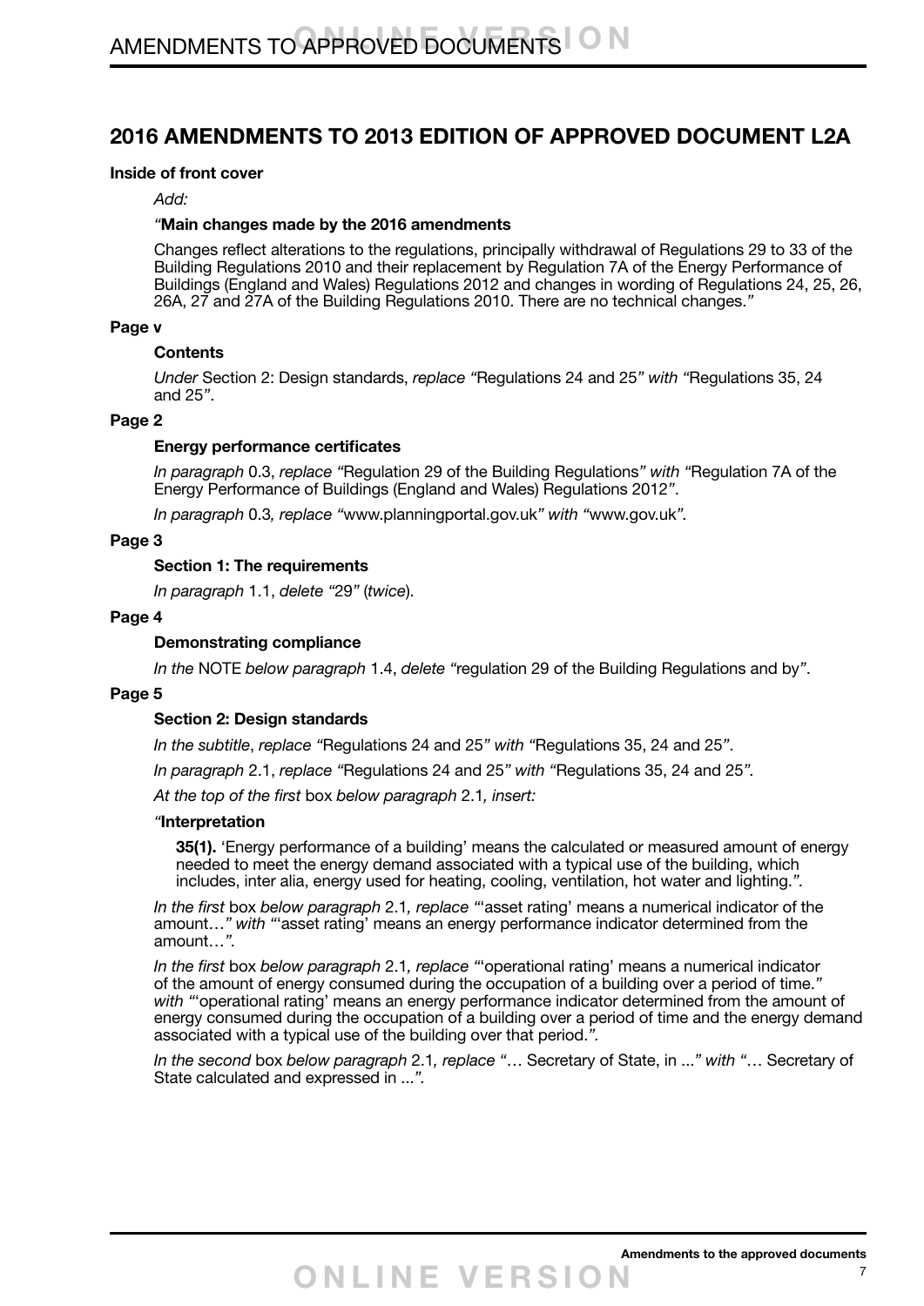## 2016 AMENDMENTS TO 2013 EDITION OF APPROVED DOCUMENT L2A

**Inside of front cover**

*Add:*

*"***Main changes made by the 2016 amendments**

Changes reflect alterations to the regulations, principally withdrawal of Regulations 29 to 33 of the Building Regulations 2010 and their replacement by Regulation 7A of the Energy Performance of Buildings (England and Wales) Regulations 2012 and changes in wording of Regulations 24, 25, 26, 26A, 27 and 27A of the Building Regulations 2010. There are no technical changes.*"*

**Page v**

**Contents**

*Under* Section 2: Design standards, *replace "*Regulations 24 and 25*" with "*Regulations 35, 24 and 25*"*.

**Page 2**

**Energy performance certificates**

*In paragraph* 0.3, *replace "*Regulation 29 of the Building Regulations*" with "*Regulation 7A of the Energy Performance of Buildings (England and Wales) Regulations 2012*"*.

*In paragraph* 0.3*, replace "*www.planningportal.gov.uk*" with "*www.gov.uk*".*

**Page 3**

**Section 1: The requirements**

*In paragraph* 1.1, *delete "*29*"* (*twice*).

**Page 4**

**Demonstrating compliance**

*In the* NOTE *below paragraph* 1.4, *delete "*regulation 29 of the Building Regulations and by*"*.

**Page 5**

**Section 2: Design standards**

*In the subtitle*, *replace "*Regulations 24 and 25*" with "*Regulations 35, 24 and 25*"*.

*In paragraph* 2.1, *replace "*Regulations 24 and 25*" with "*Regulations 35, 24 and 25*".*

*At the top of the first* box *below paragraph* 2.1*, insert:*

*"***Interpretation**

**35(1).** 'Energy performance of a building' means the calculated or measured amount of energy needed to meet the energy demand associated with a typical use of the building, which includes, inter alia, energy used for heating, cooling, ventilation, hot water and lighting.*".*

*In the first* box *below paragraph* 2.1*, replace "*'asset rating' means a numerical indicator of the amount…*" with "*'asset rating' means an energy performance indicator determined from the amount…*".*

*In the first* box *below paragraph* 2.1*, replace "*'operational rating' means a numerical indicator of the amount of energy consumed during the occupation of a building over a period of time.*" with "*'operational rating' means an energy performance indicator determined from the amount of energy consumed during the occupation of a building over a period of time and the energy demand associated with a typical use of the building over that period.*".*

*In the second* box *below paragraph* 2.1*, replace "*… Secretary of State, in ...*" with "*… Secretary of State calculated and expressed in ...*".*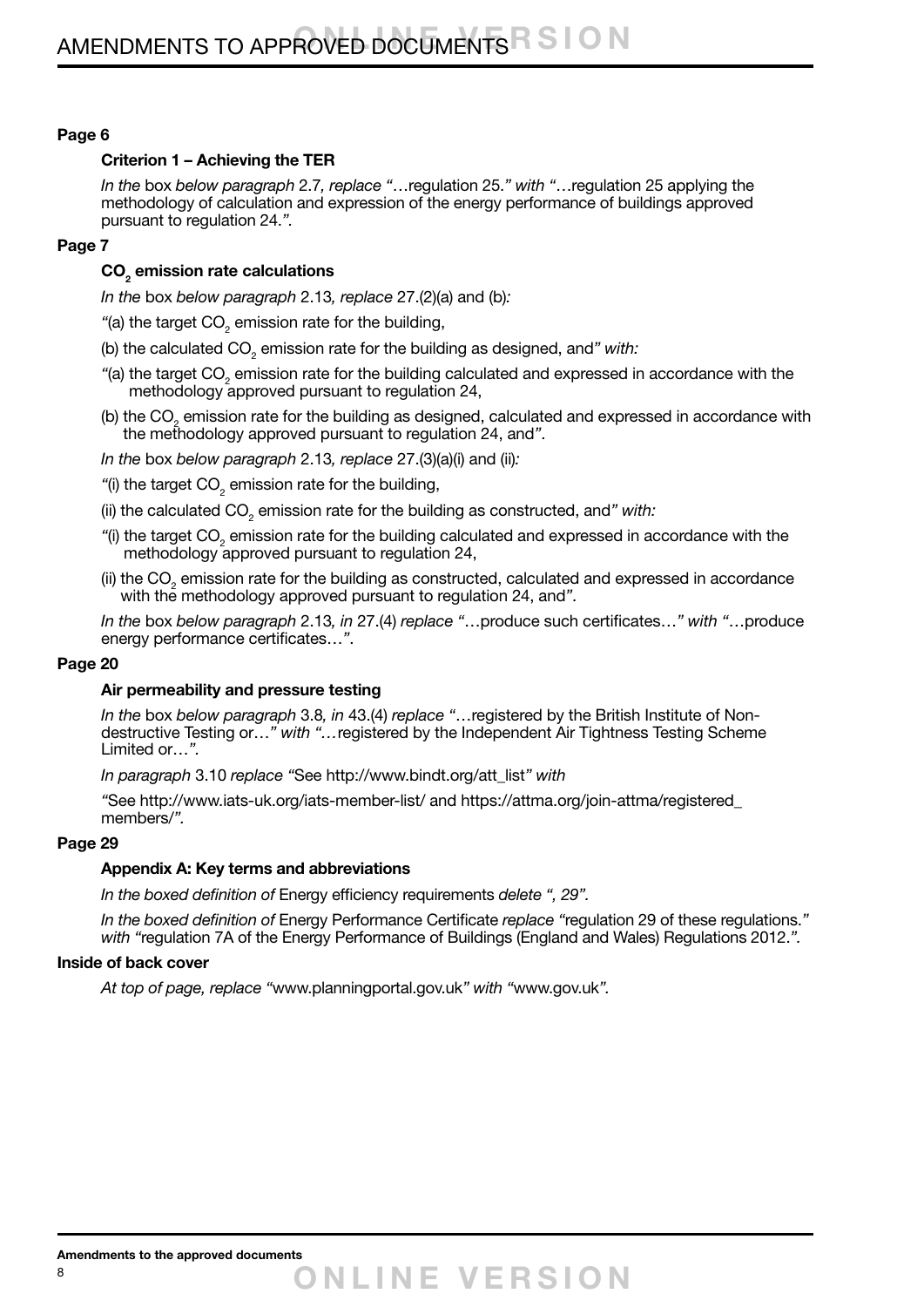## Page 6

### Criterion 1 – Achieving the TER

*In the* box *below paragraph* 2.7*, replace "*…regulation 25.*" with "*…regulation 25 applying the methodology of calculation and expression of the energy performance of buildings approved pursuant to regulation 24.*".*

## Page 7

### $CO_2$ emission rate calculations

*In the* box *below paragraph* 2.13*, replace* 27.(2)(a) and (b)*:*

*"*(a) the target $CO_2$ emission rate for the building,

(b) the calculated $CO_2$ emission rate for the building as designed, and*" with:*

*"*(a) the target $CO_2$ emission rate for the building calculated and expressed in accordance with the methodology approved pursuant to regulation 24,

(b) the $CO_2$ emission rate for the building as designed, calculated and expressed in accordance with the methodology approved pursuant to regulation 24, and*".*

*In the* box *below paragraph* 2.13*, replace* 27.(3)(a)(i) and (ii)*:*

*"*(i) the target $CO_2$ emission rate for the building,

(ii) the calculated $CO_2$ emission rate for the building as constructed, and*" with:*

*"*(i) the target $CO_2$ emission rate for the building calculated and expressed in accordance with the methodology approved pursuant to regulation 24,

(ii) the $CO_2$ emission rate for the building as constructed, calculated and expressed in accordance with the methodology approved pursuant to regulation 24, and*".*

*In the* box *below paragraph* 2.13*, in* 27.(4) *replace "*…produce such certificates…*" with "*…produce energy performance certificates…*".*

## Page 20

### Air permeability and pressure testing

*In the* box *below paragraph* 3.8*, in* 43.(4) *replace "*…registered by the British Institute of Non-destructive Testing or…*" with "*…registered by the Independent Air Tightness Testing Scheme Limited or…*".*

*In paragraph* 3.10 *replace "*See http://www.bindt.org/att_list*" with*

*"*See http://www.iats-uk.org/iats-member-list/ and https://attma.org/join-attma/registered_members/*".*

## Page 29

### Appendix A: Key terms and abbreviations

*In the boxed definition of* Energy efficiency requirements *delete ", 29".*

*In the boxed definition of* Energy Performance Certificate *replace "*regulation 29 of these regulations.*" with "*regulation 7A of the Energy Performance of Buildings (England and Wales) Regulations 2012.*".*

## Inside of back cover

*At top of page, replace "*www.planningportal.gov.uk*" with "*www.gov.uk*".*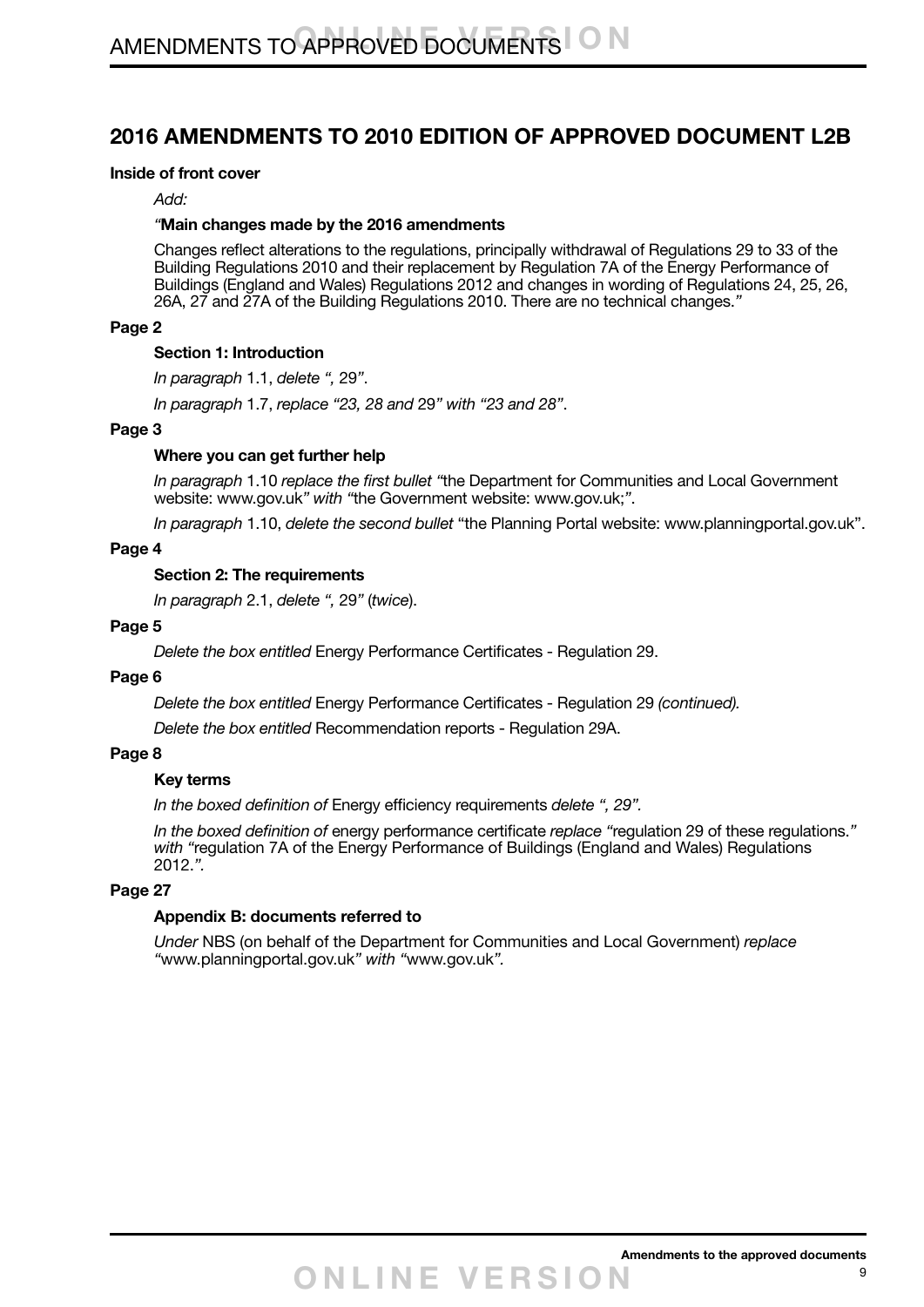## 2016 AMENDMENTS TO 2010 EDITION OF APPROVED DOCUMENT L2B

**Inside of front cover**

*Add:*

*"***Main changes made by the 2016 amendments**

Changes reflect alterations to the regulations, principally withdrawal of Regulations 29 to 33 of the Building Regulations 2010 and their replacement by Regulation 7A of the Energy Performance of Buildings (England and Wales) Regulations 2012 and changes in wording of Regulations 24, 25, 26, 26A, 27 and 27A of the Building Regulations 2010. There are no technical changes.*"*

**Page 2**

**Section 1: Introduction**

*In paragraph* 1.1, *delete ",* 29*"*.

*In paragraph* 1.7, *replace "23, 28 and* 29*" with "23 and 28"*.

**Page 3**

**Where you can get further help**

*In paragraph* 1.10 *replace the first bullet "*the Department for Communities and Local Government website: www.gov.uk*" with "*the Government website: www.gov.uk;*"*.

*In paragraph* 1.10, *delete the second bullet* "the Planning Portal website: www.planningportal.gov.uk".

**Page 4**

**Section 2: The requirements**

*In paragraph* 2.1, *delete ",* 29*"* (*twice*).

**Page 5**

*Delete the box entitled* Energy Performance Certificates - Regulation 29.

**Page 6**

*Delete the box entitled* Energy Performance Certificates - Regulation 29 *(continued).*

*Delete the box entitled* Recommendation reports - Regulation 29A.

**Page 8**

**Key terms**

*In the boxed definition of* Energy efficiency requirements *delete ", 29".*

*In the boxed definition of* energy performance certificate *replace "*regulation 29 of these regulations.*" with "*regulation 7A of the Energy Performance of Buildings (England and Wales) Regulations 2012.*".*

**Page 27**

**Appendix B: documents referred to**

*Under* NBS (on behalf of the Department for Communities and Local Government) *replace "*www.planningportal.gov.uk*" with "*www.gov.uk*".*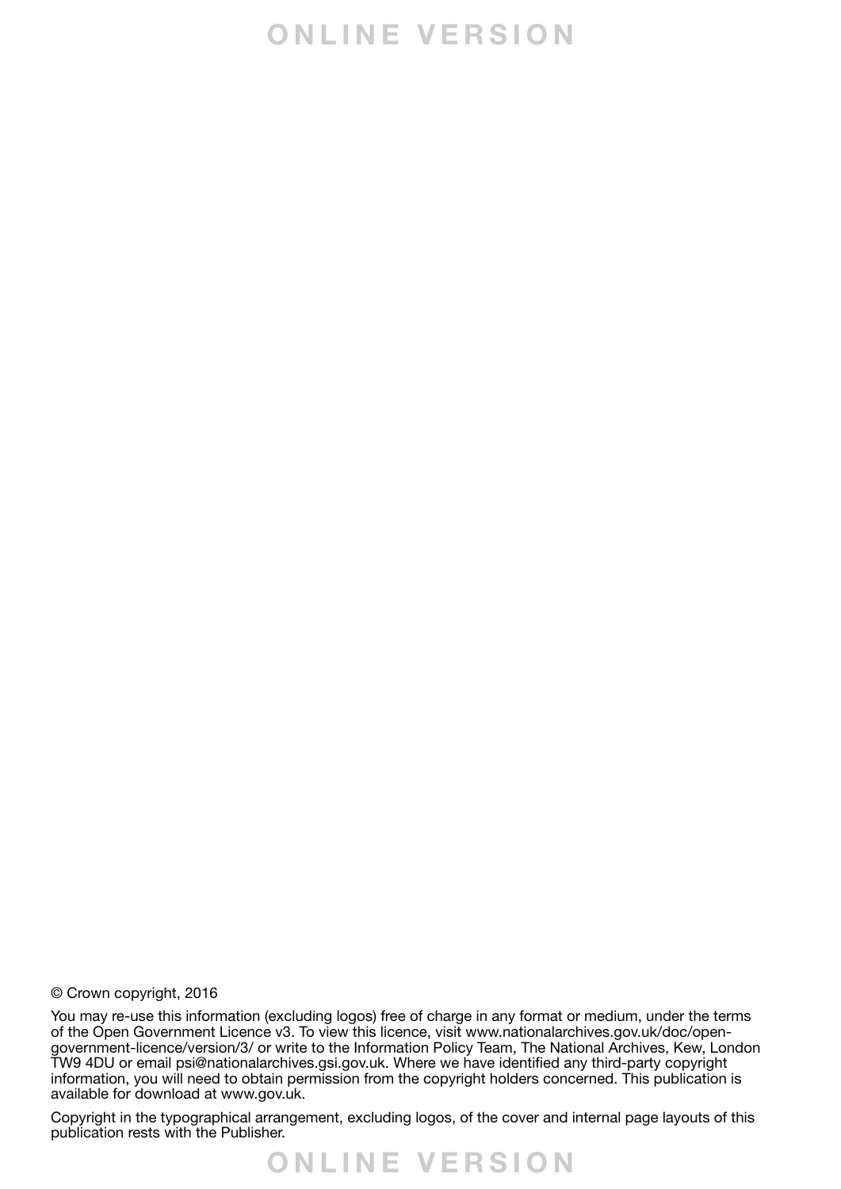© Crown copyright, 2016

You may re-use this information (excluding logos) free of charge in any format or medium, under the terms of the Open Government Licence v3. To view this licence, visit www.nationalarchives.gov.uk/doc/open-government-licence/version/3/ or write to the Information Policy Team, The National Archives, Kew, London TW9 4DU or email psi@nationalarchives.gsi.gov.uk. Where we have identified any third-party copyright information, you will need to obtain permission from the copyright holders concerned. This publication is available for download at www.gov.uk.

Copyright in the typographical arrangement, excluding logos, of the cover and internal page layouts of this publication rests with the Publisher.